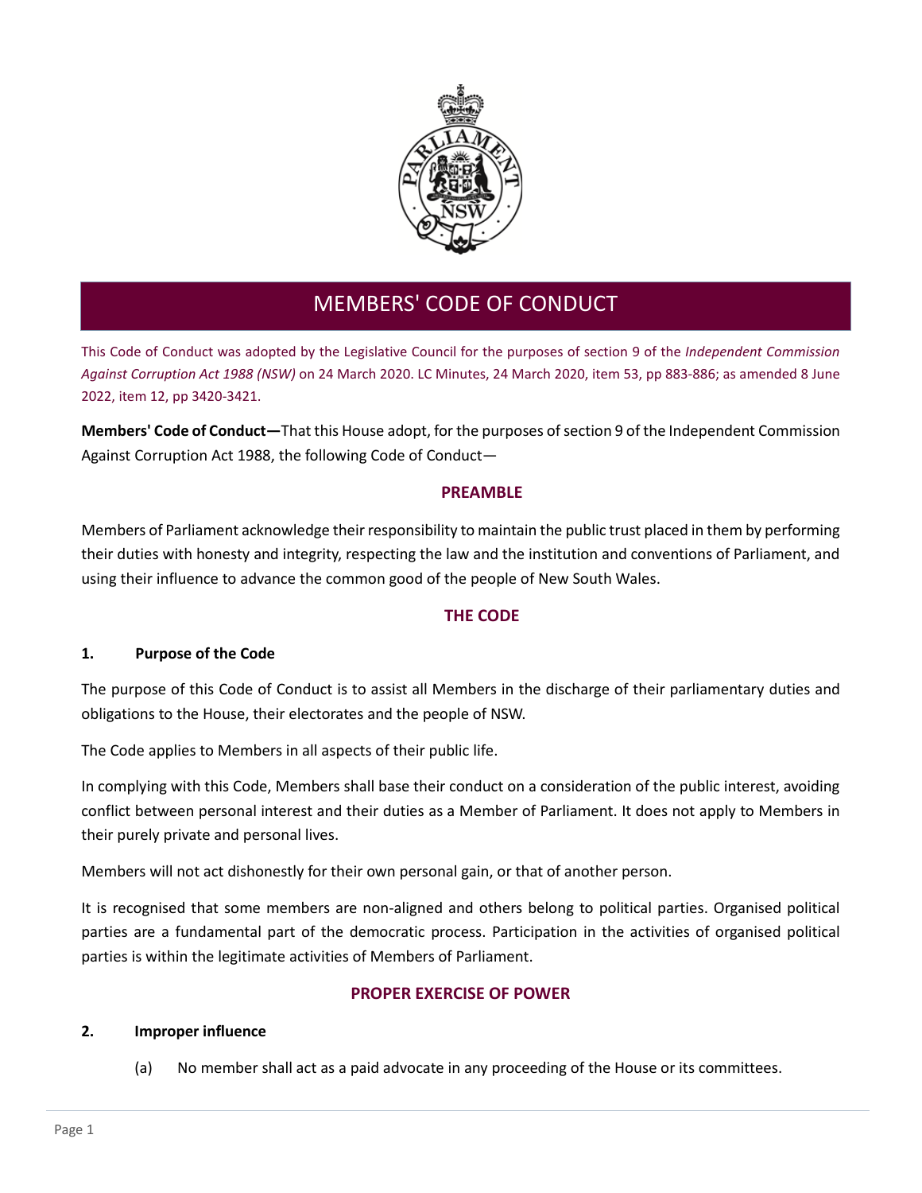# MEMBERS' CODE OF CONDUCT

This Code of Conduct was adopted by the Legislative Council for the purposes of section 9 of the *Independent Commission Against Corruption Act 1988 (NSW)* on 24 March 2020. LC Minutes, 24 March 2020, item 53, pp 883-886; as amended 8 June 2022, item 12, pp 3420-3421.

**Members' Code of Conduct—**That this House adopt, for the purposes of section 9 of the Independent Commission Against Corruption Act 1988, the following Code of Conduct—

## PREAMBLE

Members of Parliament acknowledge their responsibility to maintain the public trust placed in them by performing their duties with honesty and integrity, respecting the law and the institution and conventions of Parliament, and using their influence to advance the common good of the people of New South Wales.

## THE CODE

### 1. Purpose of the Code

The purpose of this Code of Conduct is to assist all Members in the discharge of their parliamentary duties and obligations to the House, their electorates and the people of NSW.

The Code applies to Members in all aspects of their public life.

In complying with this Code, Members shall base their conduct on a consideration of the public interest, avoiding conflict between personal interest and their duties as a Member of Parliament. It does not apply to Members in their purely private and personal lives.

Members will not act dishonestly for their own personal gain, or that of another person.

It is recognised that some members are non-aligned and others belong to political parties. Organised political parties are a fundamental part of the democratic process. Participation in the activities of organised political parties is within the legitimate activities of Members of Parliament.

## PROPER EXERCISE OF POWER

### 2. Improper influence

(a) No member shall act as a paid advocate in any proceeding of the House or its committees.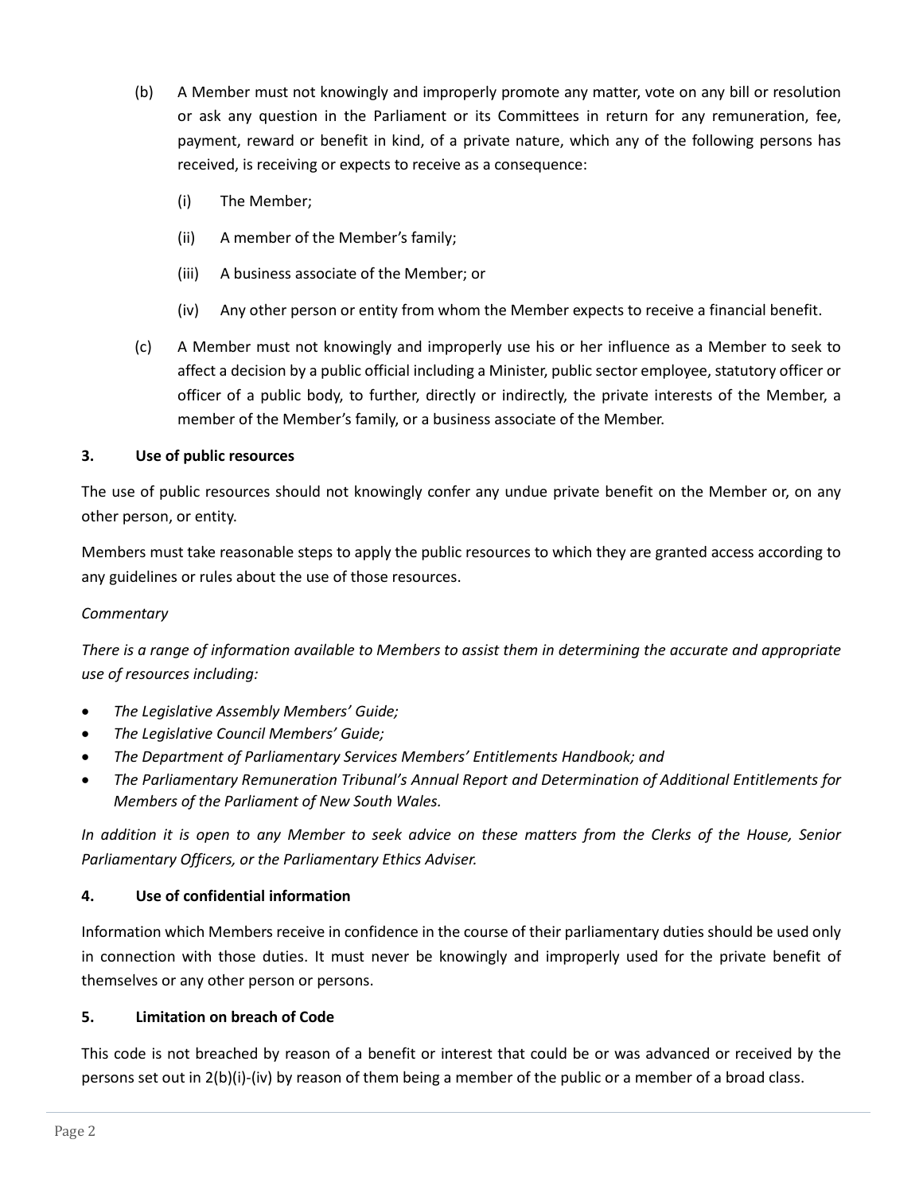(b) A Member must not knowingly and improperly promote any matter, vote on any bill or resolution or ask any question in the Parliament or its Committees in return for any remuneration, fee, payment, reward or benefit in kind, of a private nature, which any of the following persons has received, is receiving or expects to receive as a consequence:

   (i) The Member;

   (ii) A member of the Member's family;

   (iii) A business associate of the Member; or

   (iv) Any other person or entity from whom the Member expects to receive a financial benefit.

(c) A Member must not knowingly and improperly use his or her influence as a Member to seek to affect a decision by a public official including a Minister, public sector employee, statutory officer or officer of a public body, to further, directly or indirectly, the private interests of the Member, a member of the Member's family, or a business associate of the Member.

**3. Use of public resources**

The use of public resources should not knowingly confer any undue private benefit on the Member or, on any other person, or entity.

Members must take reasonable steps to apply the public resources to which they are granted access according to any guidelines or rules about the use of those resources.

*Commentary*

*There is a range of information available to Members to assist them in determining the accurate and appropriate use of resources including:*

- *The Legislative Assembly Members' Guide;*
- *The Legislative Council Members' Guide;*
- *The Department of Parliamentary Services Members' Entitlements Handbook; and*
- *The Parliamentary Remuneration Tribunal's Annual Report and Determination of Additional Entitlements for Members of the Parliament of New South Wales.*

*In addition it is open to any Member to seek advice on these matters from the Clerks of the House, Senior Parliamentary Officers, or the Parliamentary Ethics Adviser.*

**4. Use of confidential information**

Information which Members receive in confidence in the course of their parliamentary duties should be used only in connection with those duties. It must never be knowingly and improperly used for the private benefit of themselves or any other person or persons.

**5. Limitation on breach of Code**

This code is not breached by reason of a benefit or interest that could be or was advanced or received by the persons set out in 2(b)(i)-(iv) by reason of them being a member of the public or a member of a broad class.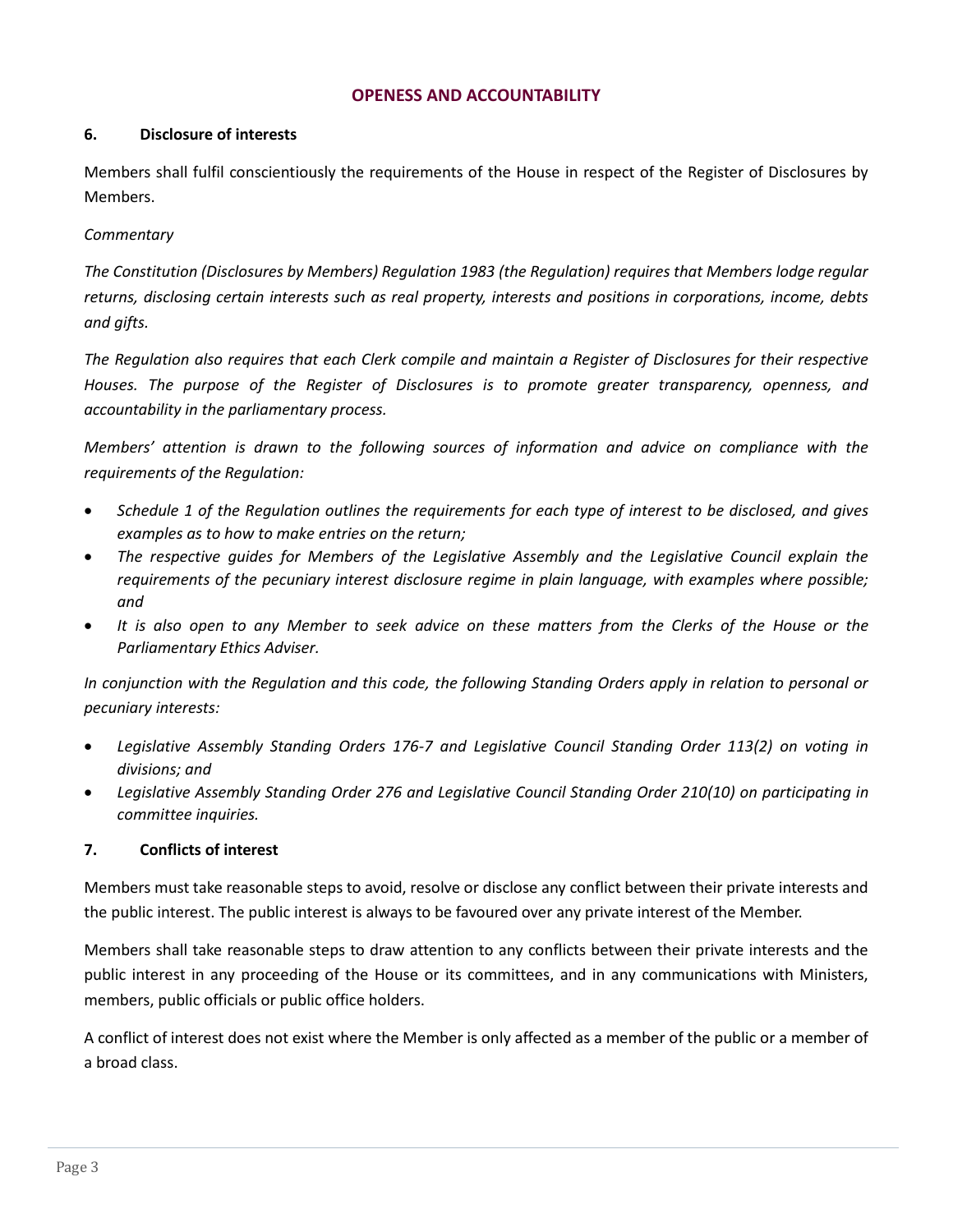## OPENESS AND ACCOUNTABILITY

### 6. Disclosure of interests

Members shall fulfil conscientiously the requirements of the House in respect of the Register of Disclosures by Members.

*Commentary*

*The Constitution (Disclosures by Members) Regulation 1983 (the Regulation) requires that Members lodge regular returns, disclosing certain interests such as real property, interests and positions in corporations, income, debts and gifts.*

*The Regulation also requires that each Clerk compile and maintain a Register of Disclosures for their respective Houses. The purpose of the Register of Disclosures is to promote greater transparency, openness, and accountability in the parliamentary process.*

*Members' attention is drawn to the following sources of information and advice on compliance with the requirements of the Regulation:*

- *Schedule 1 of the Regulation outlines the requirements for each type of interest to be disclosed, and gives examples as to how to make entries on the return;*
- *The respective guides for Members of the Legislative Assembly and the Legislative Council explain the requirements of the pecuniary interest disclosure regime in plain language, with examples where possible; and*
- *It is also open to any Member to seek advice on these matters from the Clerks of the House or the Parliamentary Ethics Adviser.*

*In conjunction with the Regulation and this code, the following Standing Orders apply in relation to personal or pecuniary interests:*

- *Legislative Assembly Standing Orders 176-7 and Legislative Council Standing Order 113(2) on voting in divisions; and*
- *Legislative Assembly Standing Order 276 and Legislative Council Standing Order 210(10) on participating in committee inquiries.*

### 7. Conflicts of interest

Members must take reasonable steps to avoid, resolve or disclose any conflict between their private interests and the public interest. The public interest is always to be favoured over any private interest of the Member.

Members shall take reasonable steps to draw attention to any conflicts between their private interests and the public interest in any proceeding of the House or its committees, and in any communications with Ministers, members, public officials or public office holders.

A conflict of interest does not exist where the Member is only affected as a member of the public or a member of a broad class.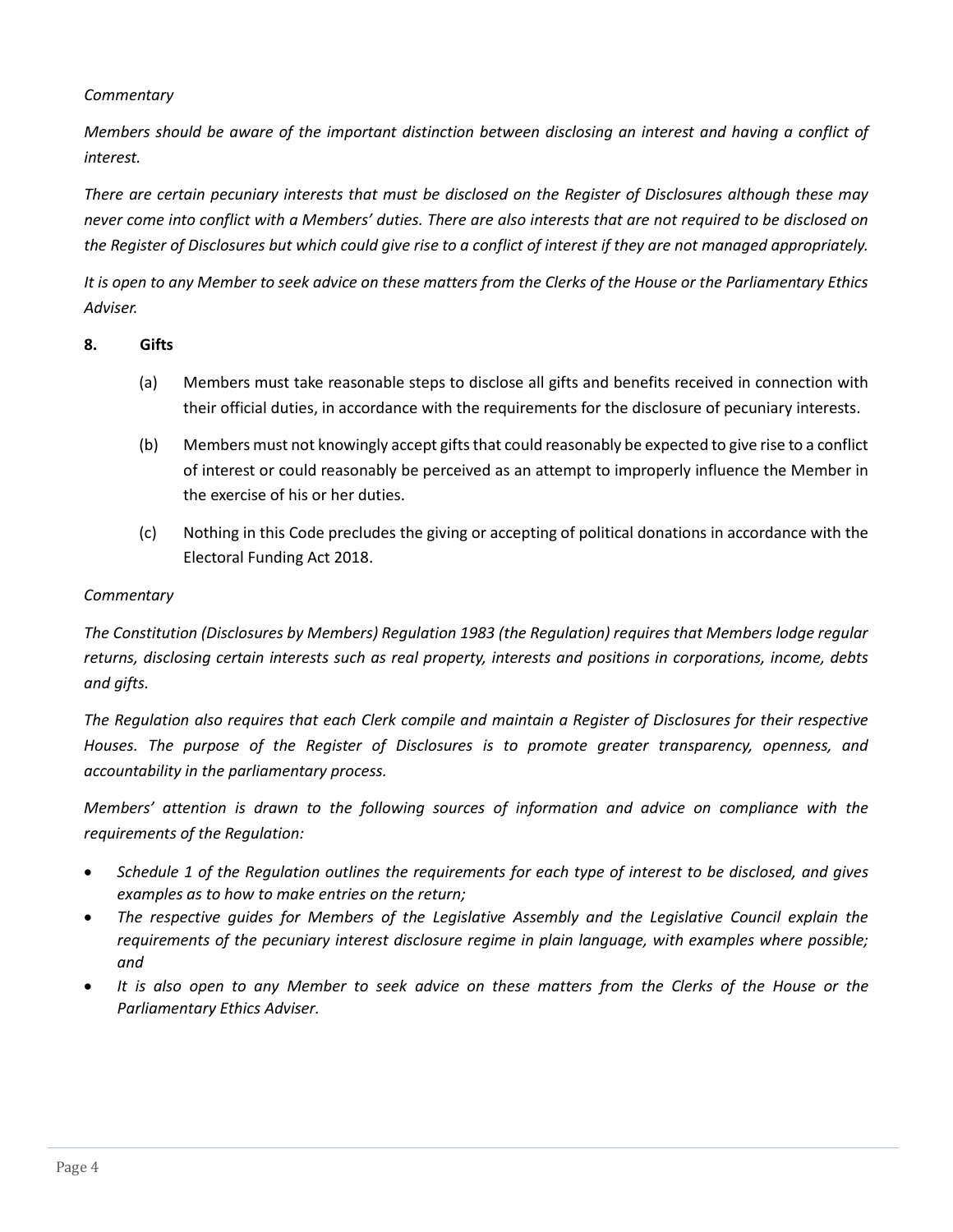*Commentary*

*Members should be aware of the important distinction between disclosing an interest and having a conflict of interest.*

*There are certain pecuniary interests that must be disclosed on the Register of Disclosures although these may never come into conflict with a Members' duties. There are also interests that are not required to be disclosed on the Register of Disclosures but which could give rise to a conflict of interest if they are not managed appropriately.*

*It is open to any Member to seek advice on these matters from the Clerks of the House or the Parliamentary Ethics Adviser.*

## 8. Gifts

(a) Members must take reasonable steps to disclose all gifts and benefits received in connection with their official duties, in accordance with the requirements for the disclosure of pecuniary interests.

(b) Members must not knowingly accept gifts that could reasonably be expected to give rise to a conflict of interest or could reasonably be perceived as an attempt to improperly influence the Member in the exercise of his or her duties.

(c) Nothing in this Code precludes the giving or accepting of political donations in accordance with the Electoral Funding Act 2018.

*Commentary*

*The Constitution (Disclosures by Members) Regulation 1983 (the Regulation) requires that Members lodge regular returns, disclosing certain interests such as real property, interests and positions in corporations, income, debts and gifts.*

*The Regulation also requires that each Clerk compile and maintain a Register of Disclosures for their respective Houses. The purpose of the Register of Disclosures is to promote greater transparency, openness, and accountability in the parliamentary process.*

*Members' attention is drawn to the following sources of information and advice on compliance with the requirements of the Regulation:*

- *Schedule 1 of the Regulation outlines the requirements for each type of interest to be disclosed, and gives examples as to how to make entries on the return;*
- *The respective guides for Members of the Legislative Assembly and the Legislative Council explain the requirements of the pecuniary interest disclosure regime in plain language, with examples where possible; and*
- *It is also open to any Member to seek advice on these matters from the Clerks of the House or the Parliamentary Ethics Adviser.*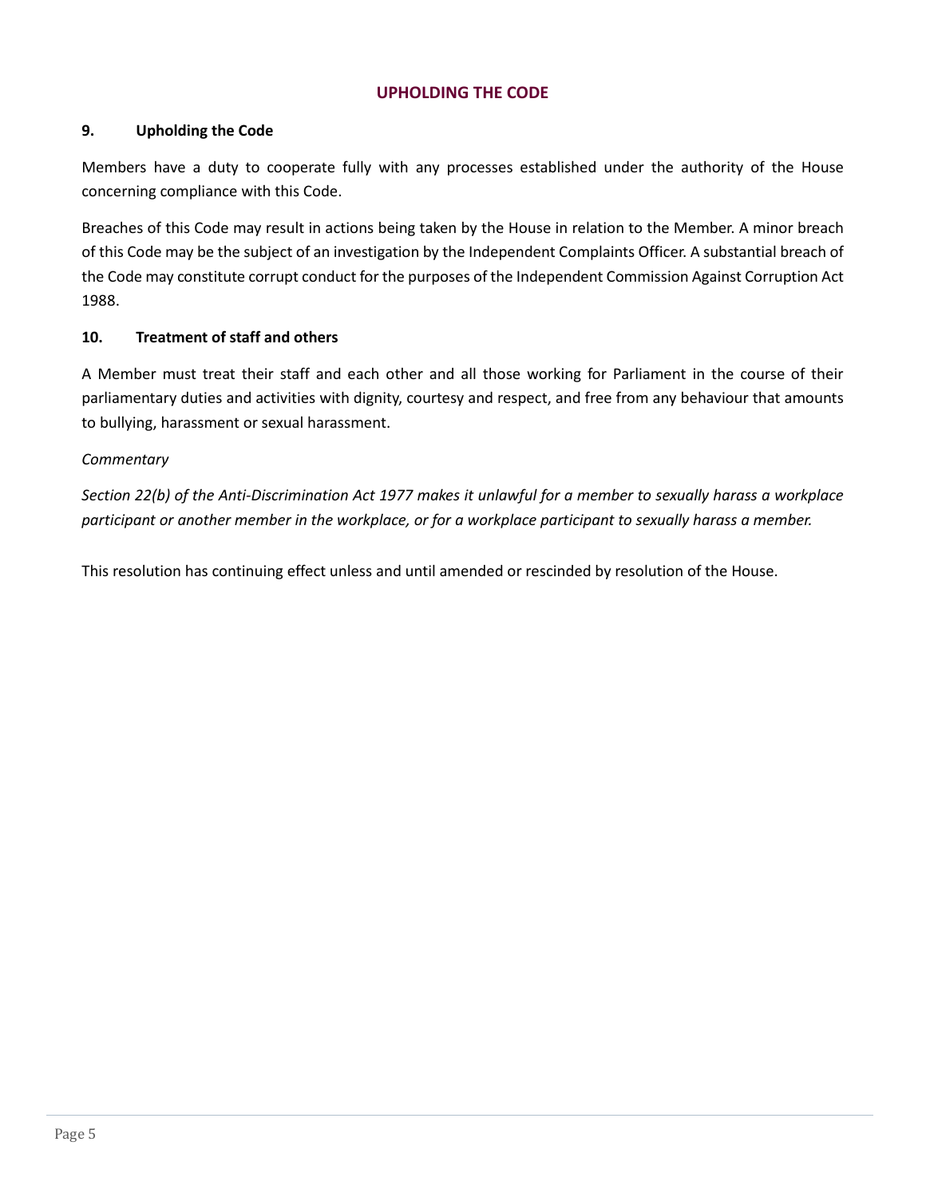## UPHOLDING THE CODE

### 9. Upholding the Code

Members have a duty to cooperate fully with any processes established under the authority of the House concerning compliance with this Code.

Breaches of this Code may result in actions being taken by the House in relation to the Member. A minor breach of this Code may be the subject of an investigation by the Independent Complaints Officer. A substantial breach of the Code may constitute corrupt conduct for the purposes of the Independent Commission Against Corruption Act 1988.

### 10. Treatment of staff and others

A Member must treat their staff and each other and all those working for Parliament in the course of their parliamentary duties and activities with dignity, courtesy and respect, and free from any behaviour that amounts to bullying, harassment or sexual harassment.

*Commentary*

*Section 22(b) of the Anti-Discrimination Act 1977 makes it unlawful for a member to sexually harass a workplace participant or another member in the workplace, or for a workplace participant to sexually harass a member.*

This resolution has continuing effect unless and until amended or rescinded by resolution of the House.